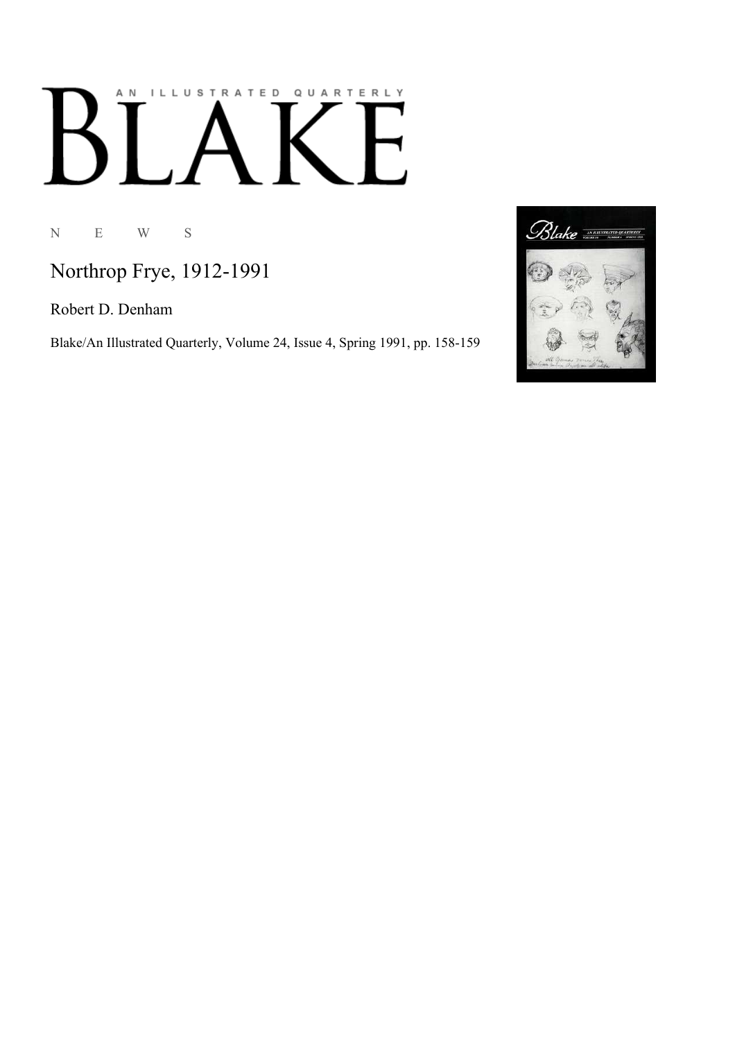# BLAKE

AN ILLUSTRATED QUARTERLY

N E W S

## Northrop Frye, 1912-1991

Robert D. Denham

Blake/An Illustrated Quarterly, Volume 24, Issue 4, Spring 1991, pp. 158-159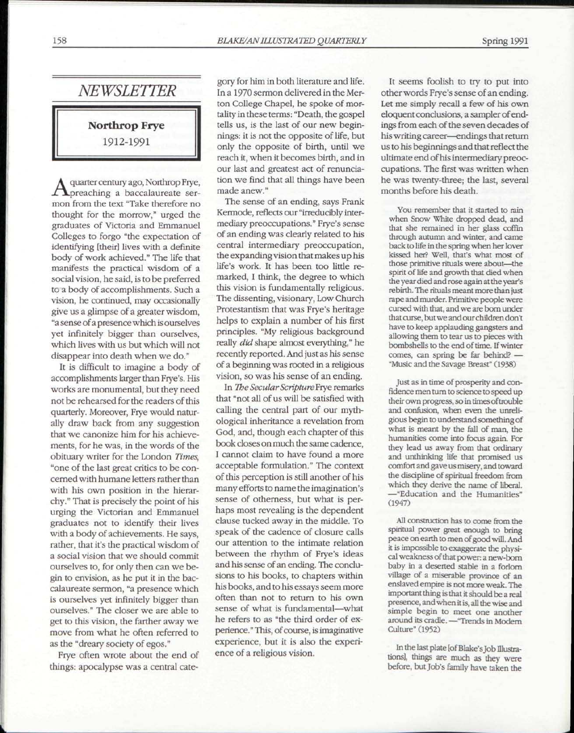## *NEWSLETTER*

### Northrop Frye
1912-1991

A quarter century ago, Northrop Frye, preaching a baccalaureate sermon from the text "Take therefore no thought for the morrow," urged the graduates of Victoria and Emmanuel Colleges to forgo "the expectation of identifying [their] lives with a definite body of work achieved." The life that manifests the practical wisdom of a social vision, he said, is to be preferred to a body of accomplishments. Such a vision, he continued, may occasionally give us a glimpse of a greater wisdom, "a sense of a presence which is ourselves yet infinitely bigger than ourselves, which lives with us but which will not disappear into death when we do."

It is difficult to imagine a body of accomplishments larger than Frye's. His works are monumental, but they need not be rehearsed for the readers of this quarterly. Moreover, Frye would naturally draw back from any suggestion that we canonize him for his achievements, for he was, in the words of the obituary writer for the London *Times*, "one of the last great critics to be concerned with humane letters rather than with his own position in the hierarchy." That is precisely the point of his urging the Victorian and Emmanuel graduates not to identify their lives with a body of achievements. He says, rather, that it's the practical wisdom of a social vision that we should commit ourselves to, for only then can we begin to envision, as he put it in the baccalaureate sermon, "a presence which is ourselves yet infinitely bigger than ourselves." The closer we are able to get to this vision, the farther away we move from what he often referred to as the "dreary society of egos."

Frye often wrote about the end of things: apocalypse was a central category for him in both literature and life. In a 1970 sermon delivered in the Merton College Chapel, he spoke of mortality in these terms: "Death, the gospel tells us, is the last of our new beginnings: it is not the opposite of life, but only the opposite of birth, until we reach it, when it becomes birth, and in our last and greatest act of renunciation we find that all things have been made anew."

The sense of an ending, says Frank Kermode, reflects our "irreducibly intermediary preoccupations." Frye's sense of an ending was clearly related to his central intermediary preoccupation, the expanding vision that makes up his life's work. It has been too little remarked, I think, the degree to which this vision is fundamentally religious. The dissenting, visionary, Low Church Protestantism that was Frye's heritage helps to explain a number of his first principles. "My religious background really *did* shape almost everything," he recently reported. And just as his sense of a beginning was rooted in a religious vision, so was his sense of an ending.

In *The Secular Scripture* Frye remarks that "not all of us will be satisfied with calling the central part of our mythological inheritance a revelation from God, and, though each chapter of this book closes on much the same cadence, I cannot claim to have found a more acceptable formulation." The context of this perception is still another of his many efforts to name the imagination's sense of otherness, but what is perhaps most revealing is the dependent clause tucked away in the middle. To speak of the cadence of closure calls our attention to the intimate relation between the rhythm of Frye's ideas and his sense of an ending. The conclusions to his books, to chapters within his books, and to his essays seem more often than not to return to his own sense of what is fundamental—what he refers to as "the third order of experience." This, of course, is imaginative experience, but it is also the experience of a religious vision.

It seems foolish to try to put into other words Frye's sense of an ending. Let me simply recall a few of his own eloquent conclusions, a sampler of endings from each of the seven decades of his writing career—endings that return us to his beginnings and that reflect the ultimate end of his intermediary preoccupations. The first was written when he was twenty-three; the last, several months before his death.

> You remember that it started to rain when Snow White dropped dead, and that she remained in her glass coffin through autumn and winter, and came back to life in the spring when her lover kissed her? Well, that's what most of those primitive rituals were about—the spirit of life and growth that died when the year died and rose again at the year's rebirth. The rituals meant more than just rape and murder. Primitive people were cursed with that, and we are born under that curse, but we and our children don't have to keep applauding gangsters and allowing them to tear us to pieces with bombshells to the end of time. If winter comes, can spring be far behind? —"Music and the Savage Breast" (1938)

> Just as in time of prosperity and confidence men turn to science to speed up their own progress, so in times of trouble and confusion, when even the unreligious begin to understand something of what is meant by the fall of man, the humanities come into focus again. For they lead us away from that ordinary and unthinking life that promised us comfort and gave us misery, and toward the discipline of spiritual freedom from which they derive the name of liberal. —"Education and the Humanities" (1947)

> All construction has to come from the spiritual power great enough to bring peace on earth to men of good will. And it is impossible to exaggerate the physical weakness of that power: a new-born baby in a deserted stable in a forlorn village of a miserable province of an enslaved empire is not more weak. The important thing is that it should be a real presence, and when it is, all the wise and simple begin to meet one another around its cradle. —"Trends in Modern Culture" (1952)

> In the last plate [of Blake's Job Illustrations], things are much as they were before, but Job's family have taken the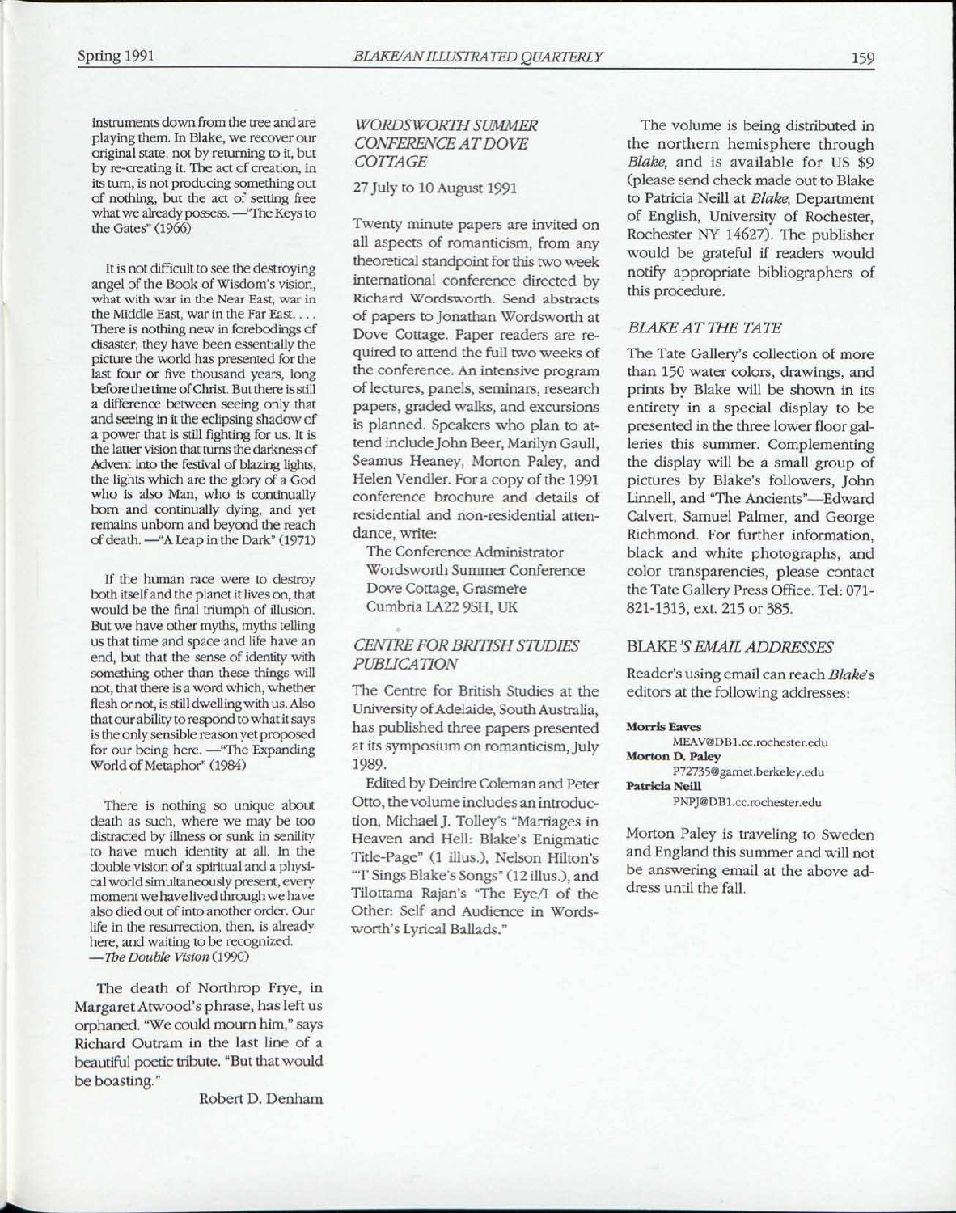instruments down from the tree and are playing them. In Blake, we recover our original state, not by returning to it, but by re-creating it. The act of creation, in its turn, is not producing something out of nothing, but the act of setting free what we already possess. —"The Keys to the Gates" (1966)

It is not difficult to see the destroying angel of the Book of Wisdom's vision, what with war in the Near East, war in the Middle East, war in the Far East. . . . There is nothing new in forebodings of disaster; they have been essentially the picture the world has presented for the last four or five thousand years, long before the time of Christ. But there is still a difference between seeing only that and seeing in it the eclipsing shadow of a power that is still fighting for us. It is the latter vision that turns the darkness of Advent into the festival of blazing lights, the lights which are the glory of a God who is also Man, who is continually born and continually dying, and yet remains unborn and beyond the reach of death. —"A Leap in the Dark" (1971)

If the human race were to destroy both itself and the planet it lives on, that would be the final triumph of illusion. But we have other myths, myths telling us that time and space and life have an end, but that the sense of identity with something other than these things will not, that there is a word which, whether flesh or not, is still dwelling with us. Also that our ability to respond to what it says is the only sensible reason yet proposed for our being here. —"The Expanding World of Metaphor" (1984)

There is nothing so unique about death as such, where we may be too distracted by illness or sunk in senility to have much identity at all. In the double vision of a spiritual and a physical world simultaneously present, every moment we have lived through we have also died out of into another order. Our life in the resurrection, then, is already here, and waiting to be recognized. —*The Double Vision* (1990)

The death of Northrop Frye, in Margaret Atwood's phrase, has left us orphaned. "We could mourn him," says Richard Outram in the last line of a beautiful poetic tribute. "But that would be boasting."

Robert D. Denham

### *WORDSWORTH SUMMER CONFERENCE AT DOVE COTTAGE*

27 July to 10 August 1991

Twenty minute papers are invited on all aspects of romanticism, from any theoretical standpoint for this two week international conference directed by Richard Wordsworth. Send abstracts of papers to Jonathan Wordsworth at Dove Cottage. Paper readers are required to attend the full two weeks of the conference. An intensive program of lectures, panels, seminars, research papers, graded walks, and excursions is planned. Speakers who plan to attend include John Beer, Marilyn Gaull, Seamus Heaney, Morton Paley, and Helen Vendler. For a copy of the 1991 conference brochure and details of residential and non-residential attendance, write:

The Conference Administrator
Wordsworth Summer Conference
Dove Cottage, Grasmere
Cumbria LA22 9SH, UK

### *CENTRE FOR BRITISH STUDIES PUBLICATION*

The Centre for British Studies at the University of Adelaide, South Australia, has published three papers presented at its symposium on romanticism, July 1989.

Edited by Deirdre Coleman and Peter Otto, the volume includes an introduction, Michael J. Tolley's "Marriages in Heaven and Hell: Blake's Enigmatic Title-Page" (1 illus.), Nelson Hilton's "'I' Sings Blake's Songs" (12 illus.), and Tilottama Rajan's "The Eye/I of the Other: Self and Audience in Wordsworth's Lyrical Ballads."

The volume is being distributed in the northern hemisphere through *Blake*, and is available for US $9 (please send check made out to Blake to Patricia Neill at *Blake*, Department of English, University of Rochester, Rochester NY 14627). The publisher would be grateful if readers would notify appropriate bibliographers of this procedure.

### *BLAKE AT THE TATE*

The Tate Gallery's collection of more than 150 water colors, drawings, and prints by Blake will be shown in its entirety in a special display to be presented in the three lower floor galleries this summer. Complementing the display will be a small group of pictures by Blake's followers, John Linnell, and "The Ancients"—Edward Calvert, Samuel Palmer, and George Richmond. For further information, black and white photographs, and color transparencies, please contact the Tate Gallery Press Office. Tel: 071-821-1313, ext. 215 or 385.

### BLAKE*'S EMAIL ADDRESSES*

Reader's using email can reach *Blake*'s editors at the following addresses:

**Morris Eaves**
MEAV@DB1.cc.rochester.edu
**Morton D. Paley**
P72735@garnet.berkeley.edu
**Patricia Neill**
PNPJ@DB1.cc.rochester.edu

Morton Paley is traveling to Sweden and England this summer and will not be answering email at the above address until the fall.